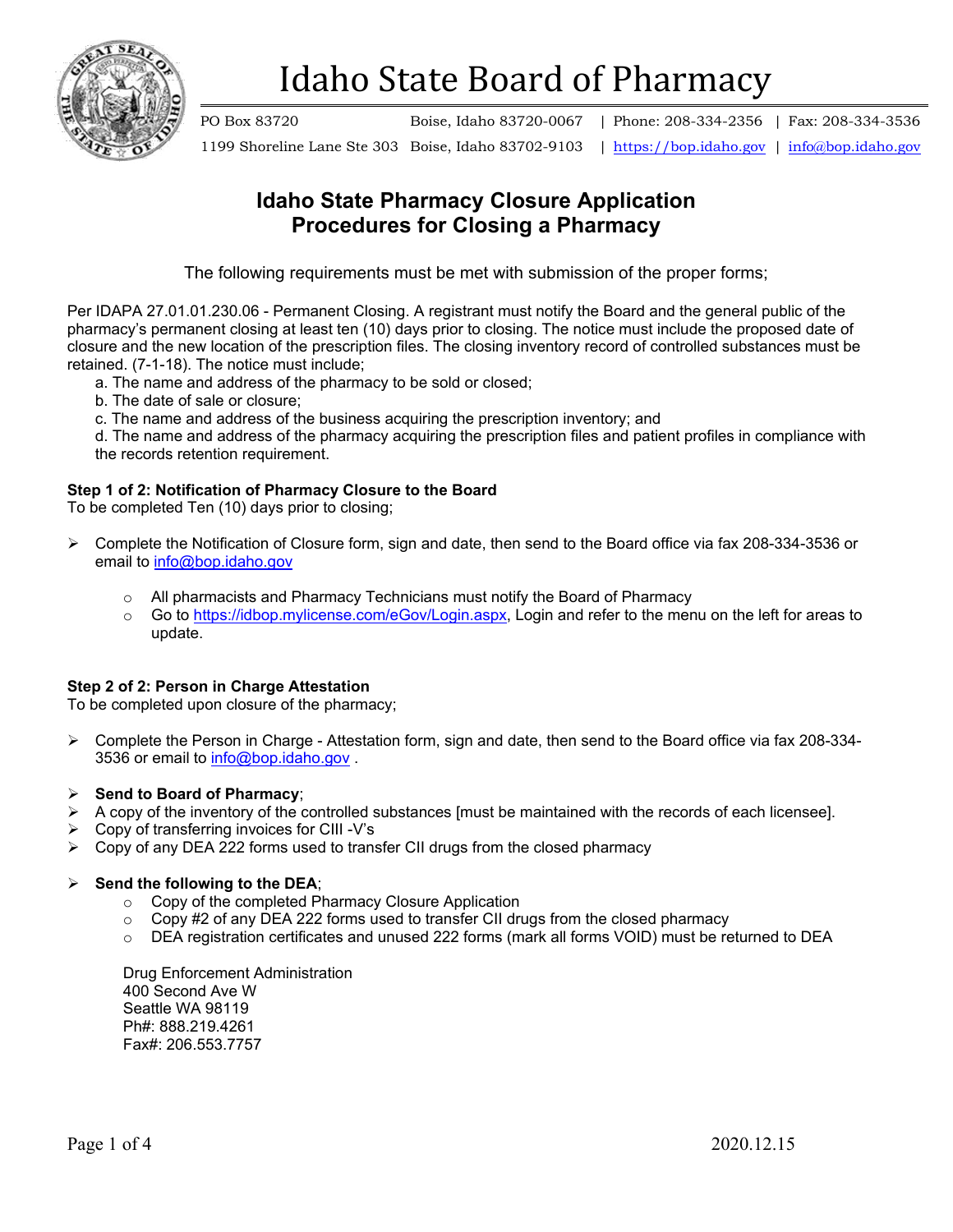# Idaho State Board of Pharmacy

PO Box 83720 Boise, Idaho 83720-0067 | Phone: 208-334-2356 | Fax: 208-334-3536
1199 Shoreline Lane Ste 303 Boise, Idaho 83702-9103 | https://bop.idaho.gov | info@bop.idaho.gov

## Idaho State Pharmacy Closure Application
## Procedures for Closing a Pharmacy

The following requirements must be met with submission of the proper forms;

Per IDAPA 27.01.01.230.06 - Permanent Closing. A registrant must notify the Board and the general public of the pharmacy's permanent closing at least ten (10) days prior to closing. The notice must include the proposed date of closure and the new location of the prescription files. The closing inventory record of controlled substances must be retained. (7-1-18). The notice must include;

a. The name and address of the pharmacy to be sold or closed;
b. The date of sale or closure;
c. The name and address of the business acquiring the prescription inventory; and
d. The name and address of the pharmacy acquiring the prescription files and patient profiles in compliance with the records retention requirement.

**Step 1 of 2: Notification of Pharmacy Closure to the Board**
To be completed Ten (10) days prior to closing;

- Complete the Notification of Closure form, sign and date, then send to the Board office via fax 208-334-3536 or email to info@bop.idaho.gov
  - All pharmacists and Pharmacy Technicians must notify the Board of Pharmacy
  - Go to https://idbop.mylicense.com/eGov/Login.aspx, Login and refer to the menu on the left for areas to update.

**Step 2 of 2: Person in Charge Attestation**
To be completed upon closure of the pharmacy;

- Complete the Person in Charge - Attestation form, sign and date, then send to the Board office via fax 208-334-3536 or email to info@bop.idaho.gov .

- **Send to Board of Pharmacy**;
- A copy of the inventory of the controlled substances [must be maintained with the records of each licensee].
- Copy of transferring invoices for CIII -V's
- Copy of any DEA 222 forms used to transfer CII drugs from the closed pharmacy

- **Send the following to the DEA**;
  - Copy of the completed Pharmacy Closure Application
  - Copy #2 of any DEA 222 forms used to transfer CII drugs from the closed pharmacy
  - DEA registration certificates and unused 222 forms (mark all forms VOID) must be returned to DEA

  Drug Enforcement Administration
  400 Second Ave W
  Seattle WA 98119
  Ph#: 888.219.4261
  Fax#: 206.553.7757

2020.12.15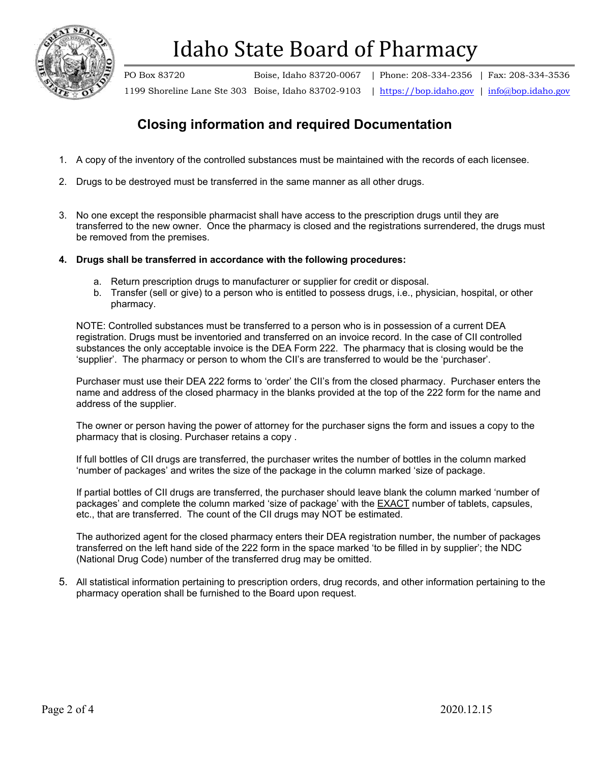# Idaho State Board of Pharmacy

PO Box 83720 Boise, Idaho 83720-0067 | Phone: 208-334-2356 | Fax: 208-334-3536
1199 Shoreline Lane Ste 303 Boise, Idaho 83702-9103 | https://bop.idaho.gov | info@bop.idaho.gov

## Closing information and required Documentation

1. A copy of the inventory of the controlled substances must be maintained with the records of each licensee.

2. Drugs to be destroyed must be transferred in the same manner as all other drugs.

3. No one except the responsible pharmacist shall have access to the prescription drugs until they are transferred to the new owner. Once the pharmacy is closed and the registrations surrendered, the drugs must be removed from the premises.

4. **Drugs shall be transferred in accordance with the following procedures:**

   a. Return prescription drugs to manufacturer or supplier for credit or disposal.
   b. Transfer (sell or give) to a person who is entitled to possess drugs, i.e., physician, hospital, or other pharmacy.

   NOTE: Controlled substances must be transferred to a person who is in possession of a current DEA registration. Drugs must be inventoried and transferred on an invoice record. In the case of CII controlled substances the only acceptable invoice is the DEA Form 222. The pharmacy that is closing would be the 'supplier'. The pharmacy or person to whom the CII's are transferred to would be the 'purchaser'.

   Purchaser must use their DEA 222 forms to 'order' the CII's from the closed pharmacy. Purchaser enters the name and address of the closed pharmacy in the blanks provided at the top of the 222 form for the name and address of the supplier.

   The owner or person having the power of attorney for the purchaser signs the form and issues a copy to the pharmacy that is closing. Purchaser retains a copy .

   If full bottles of CII drugs are transferred, the purchaser writes the number of bottles in the column marked 'number of packages' and writes the size of the package in the column marked 'size of package.

   If partial bottles of CII drugs are transferred, the purchaser should leave blank the column marked 'number of packages' and complete the column marked 'size of package' with the <u>EXACT</u> number of tablets, capsules, etc., that are transferred. The count of the CII drugs may NOT be estimated.

   The authorized agent for the closed pharmacy enters their DEA registration number, the number of packages transferred on the left hand side of the 222 form in the space marked 'to be filled in by supplier'; the NDC (National Drug Code) number of the transferred drug may be omitted.

5. All statistical information pertaining to prescription orders, drug records, and other information pertaining to the pharmacy operation shall be furnished to the Board upon request.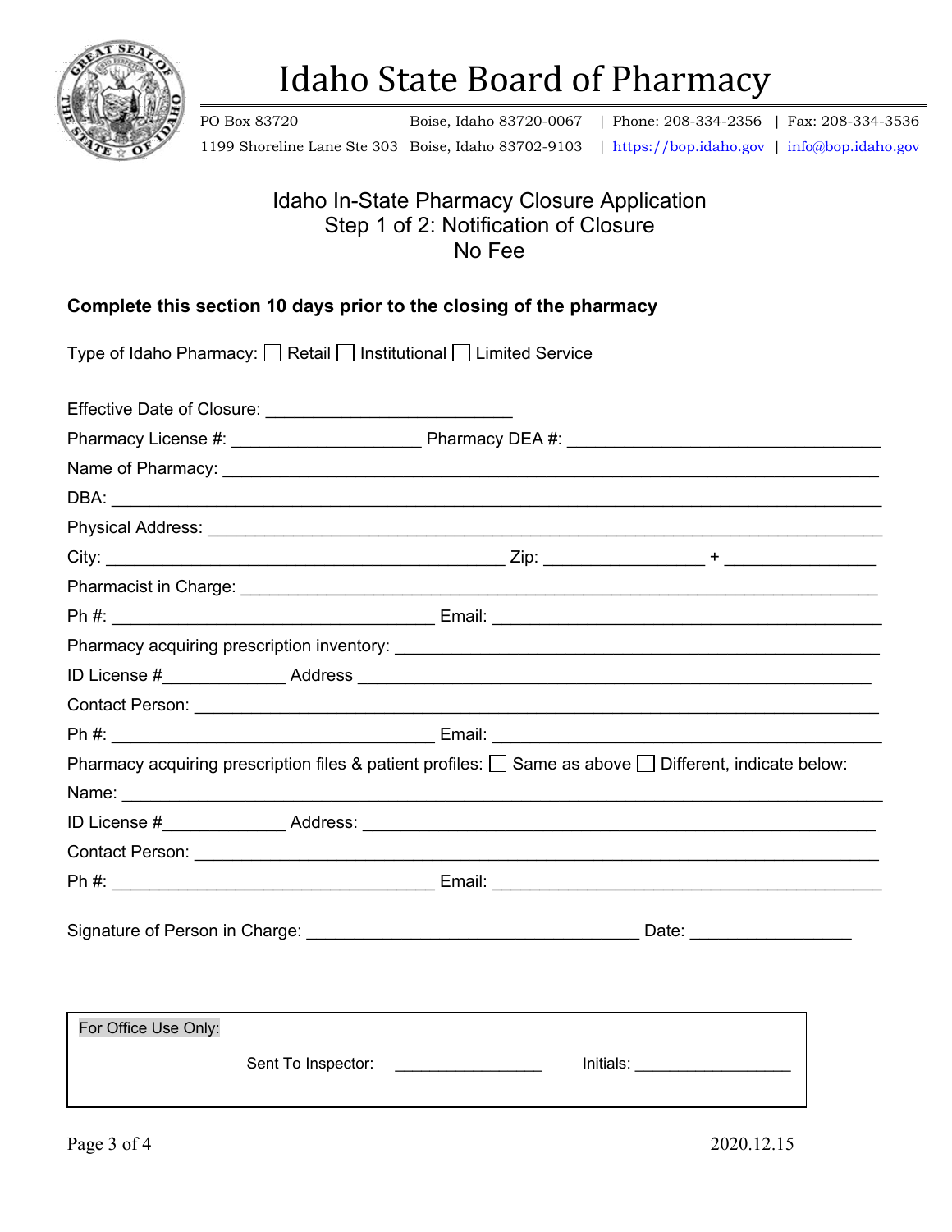# Idaho State Board of Pharmacy

PO Box 83720 Boise, Idaho 83720-0067 | Phone: 208-334-2356 | Fax: 208-334-3536
1199 Shoreline Lane Ste 303 Boise, Idaho 83702-9103 | https://bop.idaho.gov | info@bop.idaho.gov

## Idaho In-State Pharmacy Closure Application
## Step 1 of 2: Notification of Closure
## No Fee

**Complete this section 10 days prior to the closing of the pharmacy**

Type of Idaho Pharmacy: ☐ Retail ☐ Institutional ☐ Limited Service

Effective Date of Closure: ______________________________

Pharmacy License #: ____________________ Pharmacy DEA #: ________________________________

Name of Pharmacy: ______________________________________________________________________

DBA: ____________________________________________________________________________________

Physical Address: ________________________________________________________________________

City: ____________________________________________ Zip: ________________ + ________________

Pharmacist in Charge: _____________________________________________________________________

Ph #: __________________________________ Email: ________________________________________

Pharmacy acquiring prescription inventory: ____________________________________________________

ID License #_____________ Address ______________________________________________________

Contact Person: ___________________________________________________________________________

Ph #: __________________________________ Email: ________________________________________

Pharmacy acquiring prescription files & patient profiles: ☐ Same as above ☐ Different, indicate below:

Name: __________________________________________________________________________________

ID License #_____________ Address: _____________________________________________________

Contact Person: ___________________________________________________________________________

Ph #: __________________________________ Email: ________________________________________

Signature of Person in Charge: ___________________________________ Date: ________________

| For Office Use Only: | | | | |
|---|---|---|---|---|
| | Sent To Inspector: | ________________ | Initials: | __________________ |

2020.12.15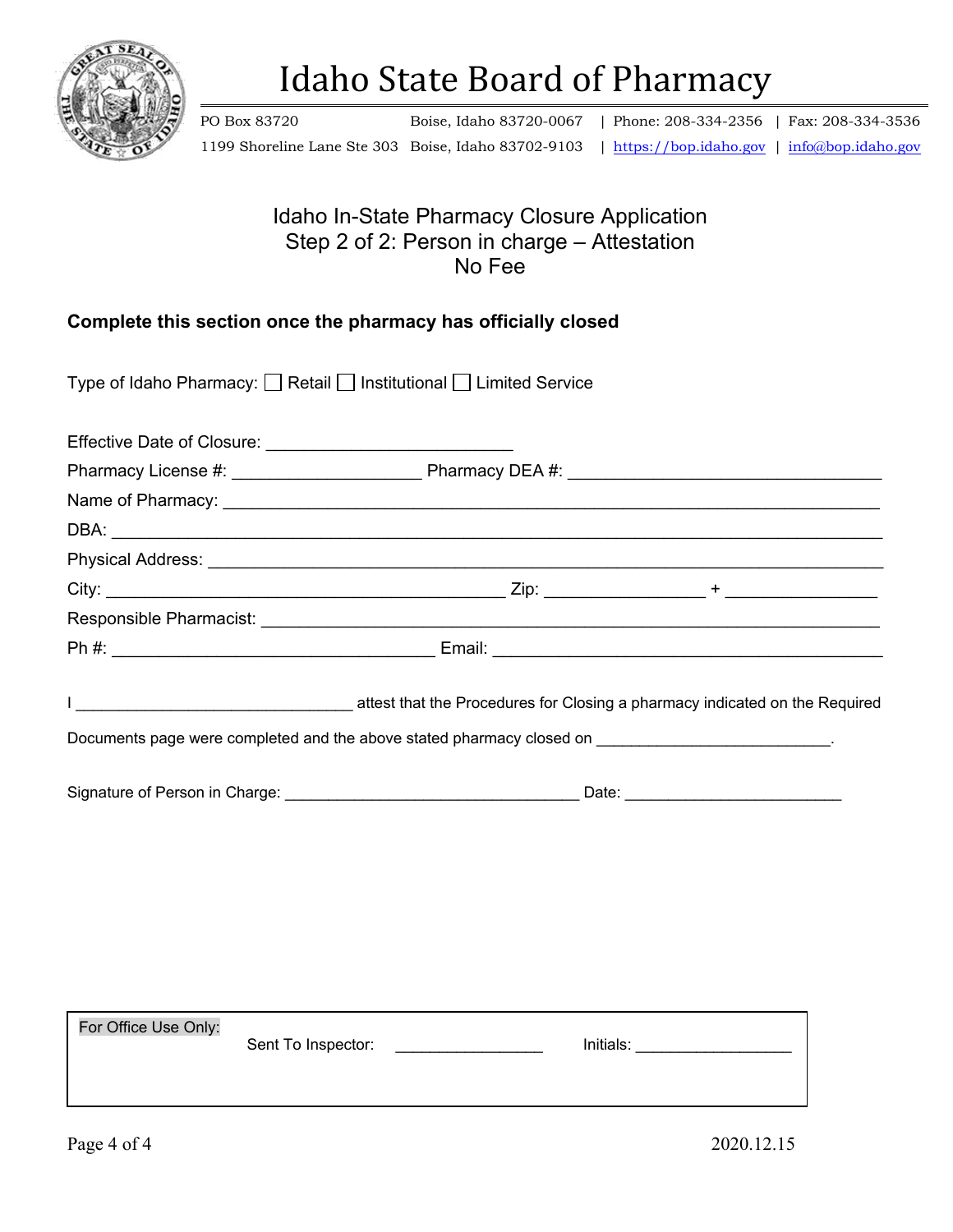# Idaho State Board of Pharmacy

PO Box 83720 Boise, Idaho 83720-0067 | Phone: 208-334-2356 | Fax: 208-334-3536
1199 Shoreline Lane Ste 303 Boise, Idaho 83702-9103 | https://bop.idaho.gov | info@bop.idaho.gov

## Idaho In-State Pharmacy Closure Application
## Step 2 of 2: Person in charge – Attestation
## No Fee

**Complete this section once the pharmacy has officially closed**

Type of Idaho Pharmacy: ☐ Retail ☐ Institutional ☐ Limited Service

Effective Date of Closure: ___________________________

Pharmacy License #: ____________________ Pharmacy DEA #: ___________________________________

Name of Pharmacy: ___________________________________________________________________________

DBA: ______________________________________________________________________________________

Physical Address: ____________________________________________________________________________

City: ____________________________________________ Zip: _________________ + ________________

Responsible Pharmacist: _______________________________________________________________________

Ph #: ___________________________________ Email: ____________________________________________

I _______________________________ attest that the Procedures for Closing a pharmacy indicated on the Required Documents page were completed and the above stated pharmacy closed on ___________________________.

Signature of Person in Charge: __________________________________ Date: _________________________

| For Office Use Only: | Sent To Inspector: _________________ | Initials: __________________ |
|---|---|---|

2020.12.15